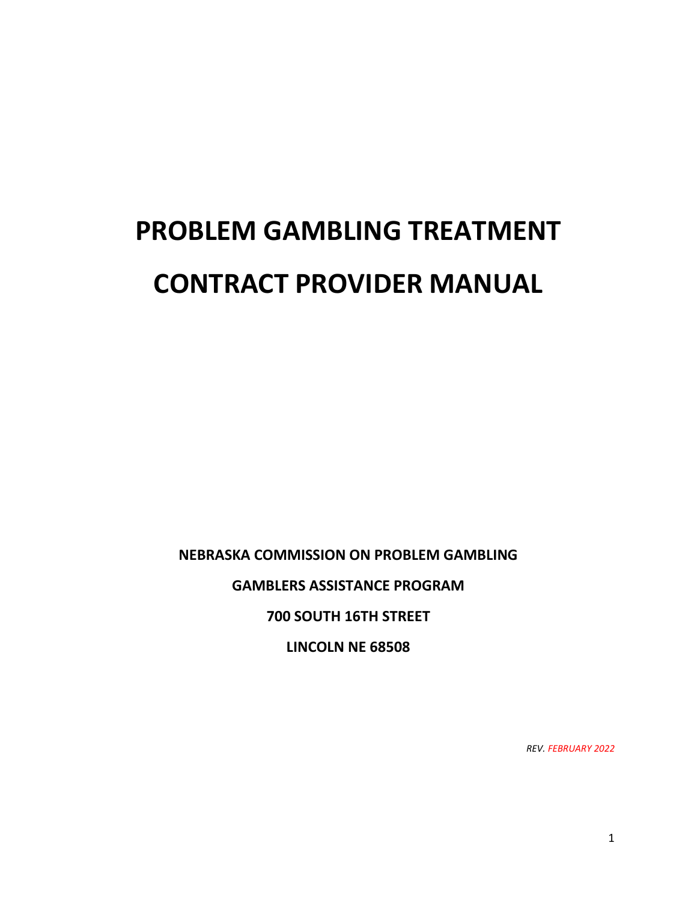# PROBLEM GAMBLING TREATMENT CONTRACT PROVIDER MANUAL

**NEBRASKA COMMISSION ON PROBLEM GAMBLING**

**GAMBLERS ASSISTANCE PROGRAM**

**700 SOUTH 16TH STREET**

**LINCOLN NE 68508**

*REV. FEBRUARY 2022*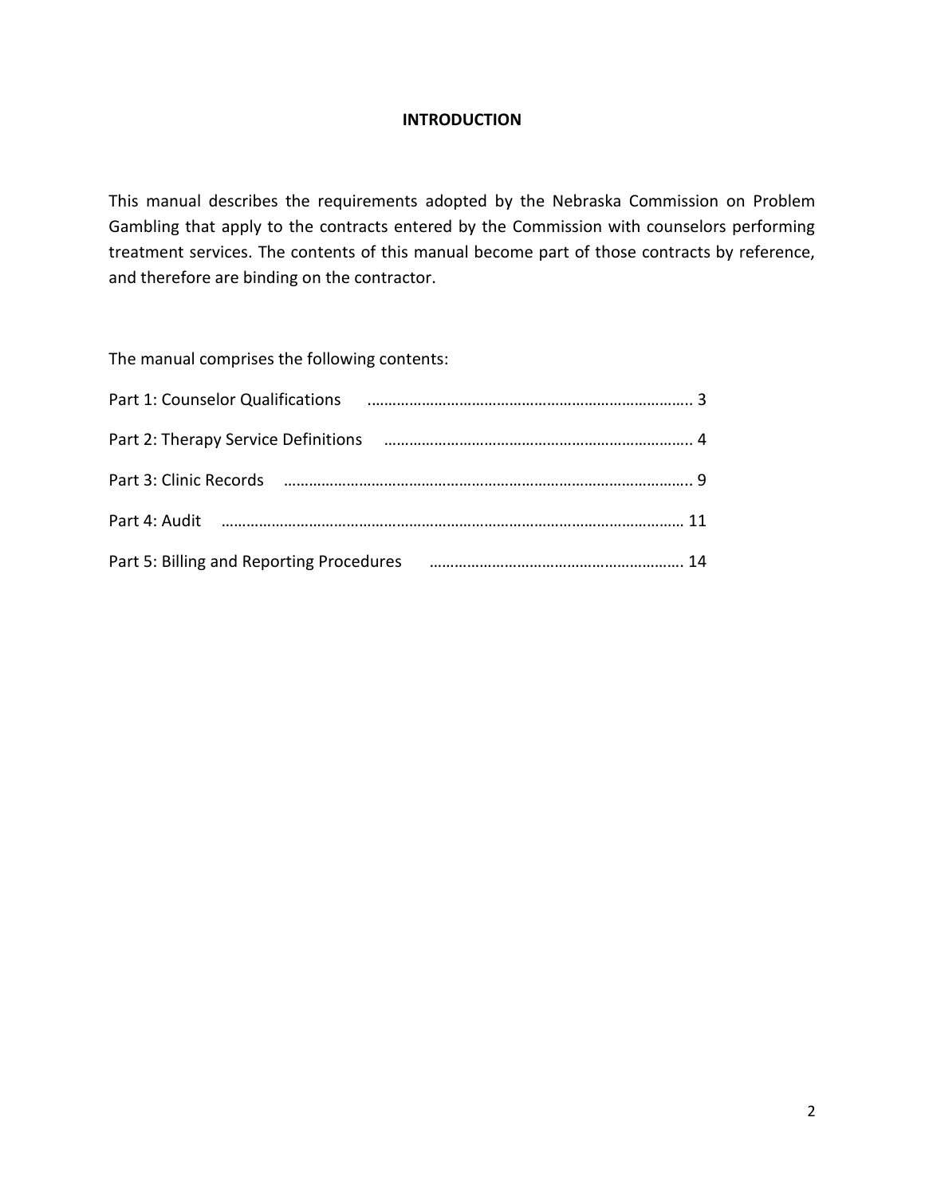# INTRODUCTION

This manual describes the requirements adopted by the Nebraska Commission on Problem Gambling that apply to the contracts entered by the Commission with counselors performing treatment services. The contents of this manual become part of those contracts by reference, and therefore are binding on the contractor.

The manual comprises the following contents:

Part 1: Counselor Qualifications ..................................................................... 3

Part 2: Therapy Service Definitions .................................................................. 4

Part 3: Clinic Records ........................................................................................ 9

Part 4: Audit ..................................................................................................... 11

Part 5: Billing and Reporting Procedures .......................................................... 14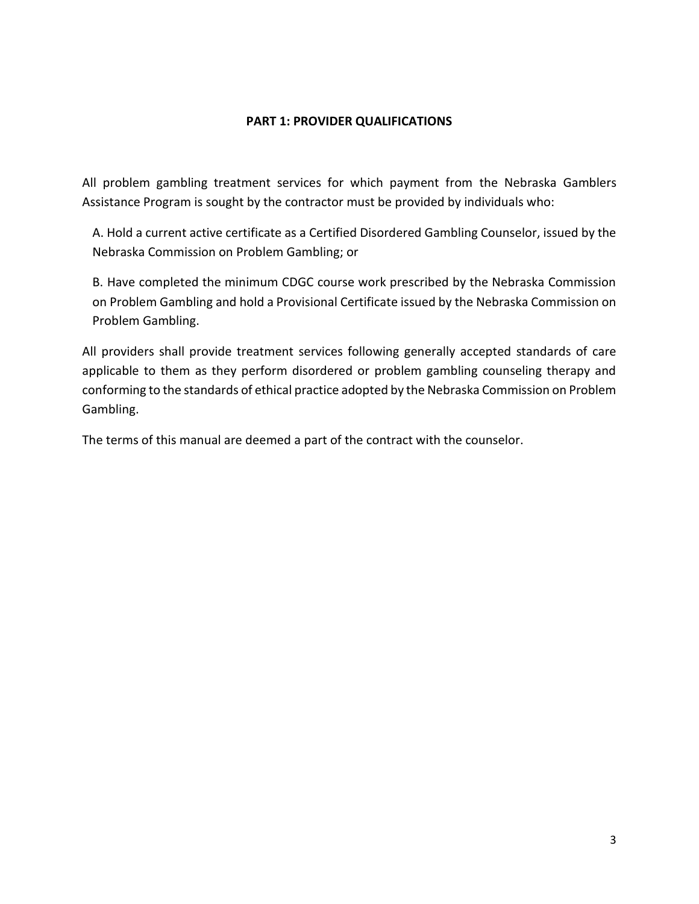## PART 1: PROVIDER QUALIFICATIONS

All problem gambling treatment services for which payment from the Nebraska Gamblers Assistance Program is sought by the contractor must be provided by individuals who:

A. Hold a current active certificate as a Certified Disordered Gambling Counselor, issued by the Nebraska Commission on Problem Gambling; or

B. Have completed the minimum CDGC course work prescribed by the Nebraska Commission on Problem Gambling and hold a Provisional Certificate issued by the Nebraska Commission on Problem Gambling.

All providers shall provide treatment services following generally accepted standards of care applicable to them as they perform disordered or problem gambling counseling therapy and conforming to the standards of ethical practice adopted by the Nebraska Commission on Problem Gambling.

The terms of this manual are deemed a part of the contract with the counselor.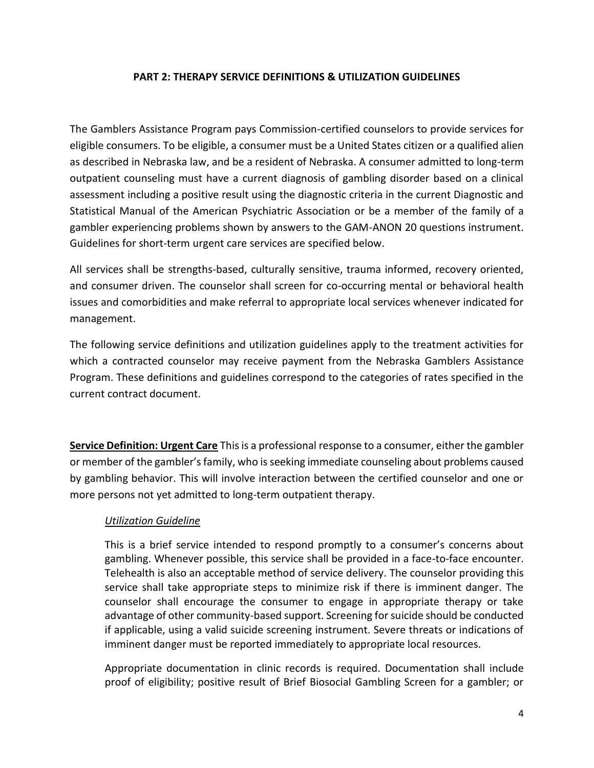## PART 2: THERAPY SERVICE DEFINITIONS & UTILIZATION GUIDELINES

The Gamblers Assistance Program pays Commission-certified counselors to provide services for eligible consumers. To be eligible, a consumer must be a United States citizen or a qualified alien as described in Nebraska law, and be a resident of Nebraska. A consumer admitted to long-term outpatient counseling must have a current diagnosis of gambling disorder based on a clinical assessment including a positive result using the diagnostic criteria in the current Diagnostic and Statistical Manual of the American Psychiatric Association or be a member of the family of a gambler experiencing problems shown by answers to the GAM-ANON 20 questions instrument. Guidelines for short-term urgent care services are specified below.

All services shall be strengths-based, culturally sensitive, trauma informed, recovery oriented, and consumer driven. The counselor shall screen for co-occurring mental or behavioral health issues and comorbidities and make referral to appropriate local services whenever indicated for management.

The following service definitions and utilization guidelines apply to the treatment activities for which a contracted counselor may receive payment from the Nebraska Gamblers Assistance Program. These definitions and guidelines correspond to the categories of rates specified in the current contract document.

**Service Definition: Urgent Care** This is a professional response to a consumer, either the gambler or member of the gambler's family, who is seeking immediate counseling about problems caused by gambling behavior. This will involve interaction between the certified counselor and one or more persons not yet admitted to long-term outpatient therapy.

*Utilization Guideline*

This is a brief service intended to respond promptly to a consumer's concerns about gambling. Whenever possible, this service shall be provided in a face-to-face encounter. Telehealth is also an acceptable method of service delivery. The counselor providing this service shall take appropriate steps to minimize risk if there is imminent danger. The counselor shall encourage the consumer to engage in appropriate therapy or take advantage of other community-based support. Screening for suicide should be conducted if applicable, using a valid suicide screening instrument. Severe threats or indications of imminent danger must be reported immediately to appropriate local resources.

Appropriate documentation in clinic records is required. Documentation shall include proof of eligibility; positive result of Brief Biosocial Gambling Screen for a gambler; or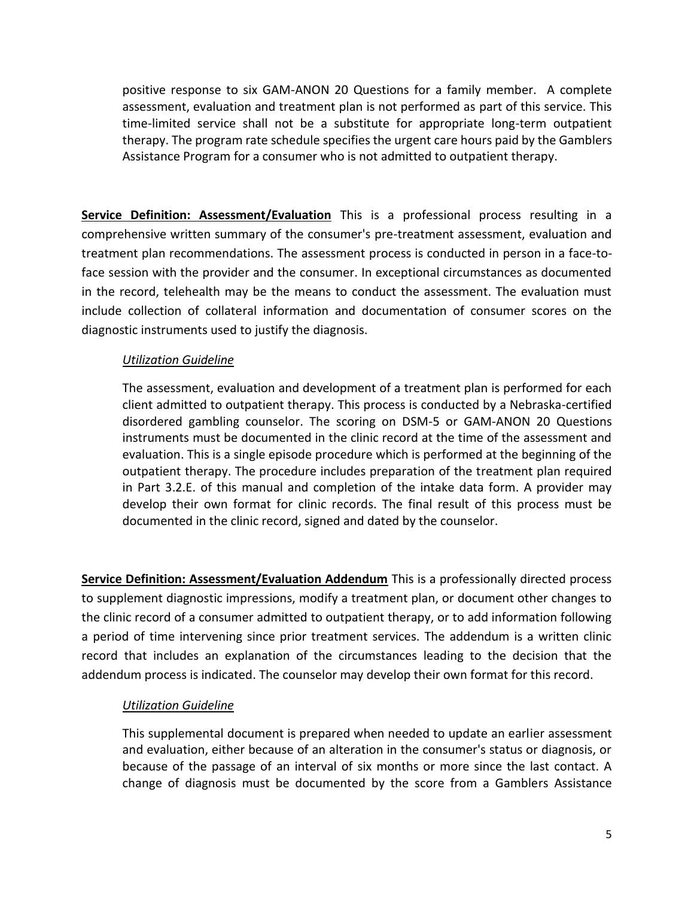positive response to six GAM-ANON 20 Questions for a family member. A complete assessment, evaluation and treatment plan is not performed as part of this service. This time-limited service shall not be a substitute for appropriate long-term outpatient therapy. The program rate schedule specifies the urgent care hours paid by the Gamblers Assistance Program for a consumer who is not admitted to outpatient therapy.

**Service Definition: Assessment/Evaluation** This is a professional process resulting in a comprehensive written summary of the consumer's pre-treatment assessment, evaluation and treatment plan recommendations. The assessment process is conducted in person in a face-to-face session with the provider and the consumer. In exceptional circumstances as documented in the record, telehealth may be the means to conduct the assessment. The evaluation must include collection of collateral information and documentation of consumer scores on the diagnostic instruments used to justify the diagnosis.

*Utilization Guideline*

The assessment, evaluation and development of a treatment plan is performed for each client admitted to outpatient therapy. This process is conducted by a Nebraska-certified disordered gambling counselor. The scoring on DSM-5 or GAM-ANON 20 Questions instruments must be documented in the clinic record at the time of the assessment and evaluation. This is a single episode procedure which is performed at the beginning of the outpatient therapy. The procedure includes preparation of the treatment plan required in Part 3.2.E. of this manual and completion of the intake data form. A provider may develop their own format for clinic records. The final result of this process must be documented in the clinic record, signed and dated by the counselor.

**Service Definition: Assessment/Evaluation Addendum** This is a professionally directed process to supplement diagnostic impressions, modify a treatment plan, or document other changes to the clinic record of a consumer admitted to outpatient therapy, or to add information following a period of time intervening since prior treatment services. The addendum is a written clinic record that includes an explanation of the circumstances leading to the decision that the addendum process is indicated. The counselor may develop their own format for this record.

*Utilization Guideline*

This supplemental document is prepared when needed to update an earlier assessment and evaluation, either because of an alteration in the consumer's status or diagnosis, or because of the passage of an interval of six months or more since the last contact. A change of diagnosis must be documented by the score from a Gamblers Assistance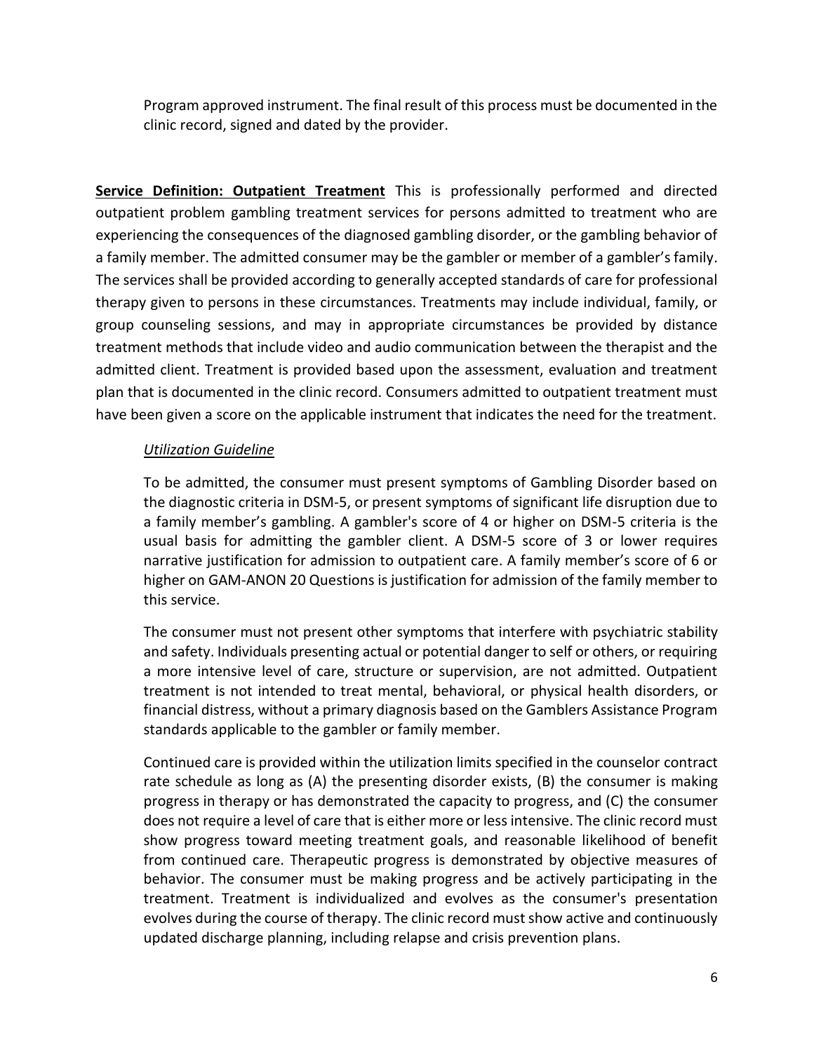Program approved instrument. The final result of this process must be documented in the clinic record, signed and dated by the provider.

**Service Definition: Outpatient Treatment** This is professionally performed and directed outpatient problem gambling treatment services for persons admitted to treatment who are experiencing the consequences of the diagnosed gambling disorder, or the gambling behavior of a family member. The admitted consumer may be the gambler or member of a gambler's family. The services shall be provided according to generally accepted standards of care for professional therapy given to persons in these circumstances. Treatments may include individual, family, or group counseling sessions, and may in appropriate circumstances be provided by distance treatment methods that include video and audio communication between the therapist and the admitted client. Treatment is provided based upon the assessment, evaluation and treatment plan that is documented in the clinic record. Consumers admitted to outpatient treatment must have been given a score on the applicable instrument that indicates the need for the treatment.

*Utilization Guideline*

To be admitted, the consumer must present symptoms of Gambling Disorder based on the diagnostic criteria in DSM-5, or present symptoms of significant life disruption due to a family member's gambling. A gambler's score of 4 or higher on DSM-5 criteria is the usual basis for admitting the gambler client. A DSM-5 score of 3 or lower requires narrative justification for admission to outpatient care. A family member's score of 6 or higher on GAM-ANON 20 Questions is justification for admission of the family member to this service.

The consumer must not present other symptoms that interfere with psychiatric stability and safety. Individuals presenting actual or potential danger to self or others, or requiring a more intensive level of care, structure or supervision, are not admitted. Outpatient treatment is not intended to treat mental, behavioral, or physical health disorders, or financial distress, without a primary diagnosis based on the Gamblers Assistance Program standards applicable to the gambler or family member.

Continued care is provided within the utilization limits specified in the counselor contract rate schedule as long as (A) the presenting disorder exists, (B) the consumer is making progress in therapy or has demonstrated the capacity to progress, and (C) the consumer does not require a level of care that is either more or less intensive. The clinic record must show progress toward meeting treatment goals, and reasonable likelihood of benefit from continued care. Therapeutic progress is demonstrated by objective measures of behavior. The consumer must be making progress and be actively participating in the treatment. Treatment is individualized and evolves as the consumer's presentation evolves during the course of therapy. The clinic record must show active and continuously updated discharge planning, including relapse and crisis prevention plans.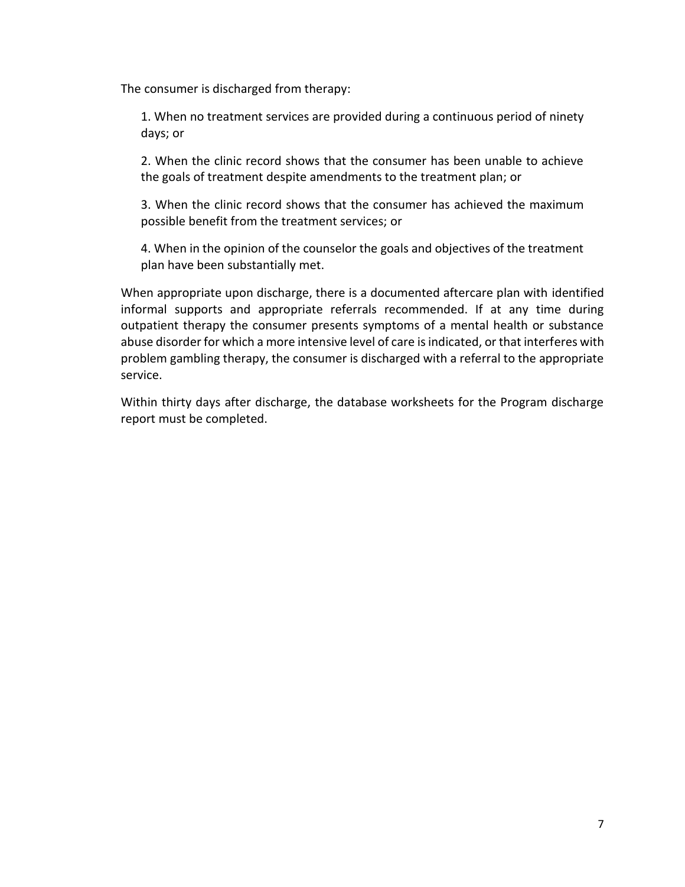The consumer is discharged from therapy:

1. When no treatment services are provided during a continuous period of ninety days; or

2. When the clinic record shows that the consumer has been unable to achieve the goals of treatment despite amendments to the treatment plan; or

3. When the clinic record shows that the consumer has achieved the maximum possible benefit from the treatment services; or

4. When in the opinion of the counselor the goals and objectives of the treatment plan have been substantially met.

When appropriate upon discharge, there is a documented aftercare plan with identified informal supports and appropriate referrals recommended. If at any time during outpatient therapy the consumer presents symptoms of a mental health or substance abuse disorder for which a more intensive level of care is indicated, or that interferes with problem gambling therapy, the consumer is discharged with a referral to the appropriate service.

Within thirty days after discharge, the database worksheets for the Program discharge report must be completed.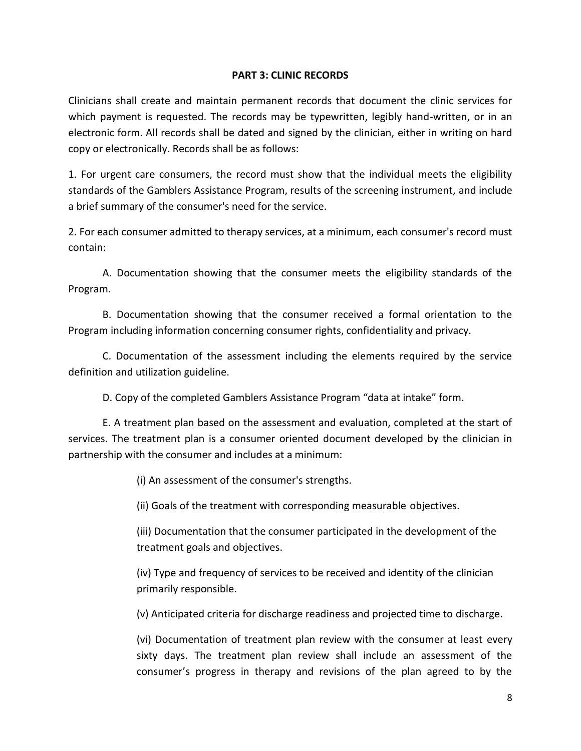## PART 3: CLINIC RECORDS

Clinicians shall create and maintain permanent records that document the clinic services for which payment is requested. The records may be typewritten, legibly hand-written, or in an electronic form. All records shall be dated and signed by the clinician, either in writing on hard copy or electronically. Records shall be as follows:

1. For urgent care consumers, the record must show that the individual meets the eligibility standards of the Gamblers Assistance Program, results of the screening instrument, and include a brief summary of the consumer's need for the service.

2. For each consumer admitted to therapy services, at a minimum, each consumer's record must contain:

   A. Documentation showing that the consumer meets the eligibility standards of the Program.

   B. Documentation showing that the consumer received a formal orientation to the Program including information concerning consumer rights, confidentiality and privacy.

   C. Documentation of the assessment including the elements required by the service definition and utilization guideline.

   D. Copy of the completed Gamblers Assistance Program "data at intake" form.

   E. A treatment plan based on the assessment and evaluation, completed at the start of services. The treatment plan is a consumer oriented document developed by the clinician in partnership with the consumer and includes at a minimum:

      (i) An assessment of the consumer's strengths.

      (ii) Goals of the treatment with corresponding measurable objectives.

      (iii) Documentation that the consumer participated in the development of the treatment goals and objectives.

      (iv) Type and frequency of services to be received and identity of the clinician primarily responsible.

      (v) Anticipated criteria for discharge readiness and projected time to discharge.

      (vi) Documentation of treatment plan review with the consumer at least every sixty days. The treatment plan review shall include an assessment of the consumer's progress in therapy and revisions of the plan agreed to by the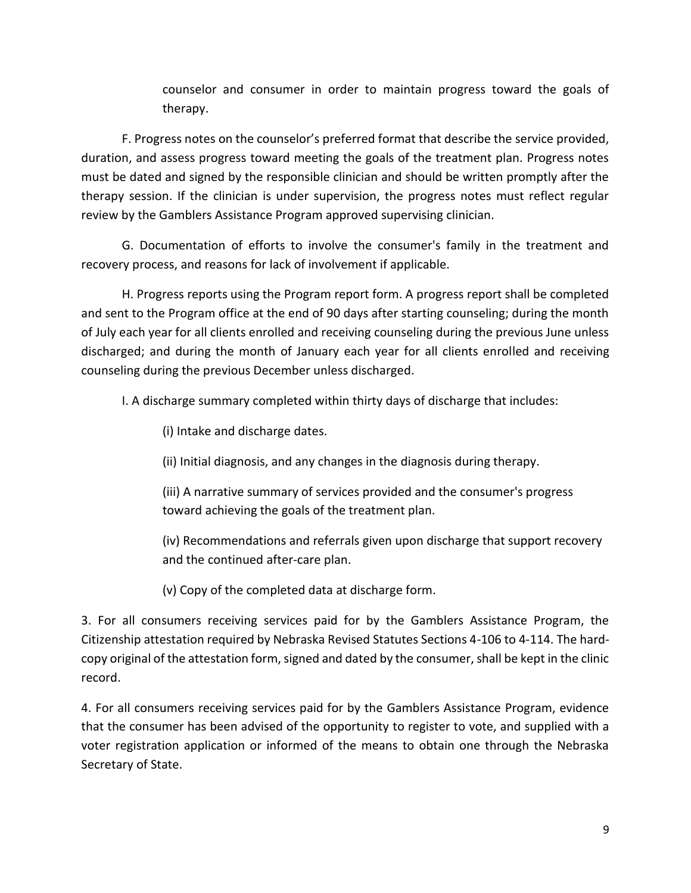counselor and consumer in order to maintain progress toward the goals of therapy.

F. Progress notes on the counselor's preferred format that describe the service provided, duration, and assess progress toward meeting the goals of the treatment plan. Progress notes must be dated and signed by the responsible clinician and should be written promptly after the therapy session. If the clinician is under supervision, the progress notes must reflect regular review by the Gamblers Assistance Program approved supervising clinician.

G. Documentation of efforts to involve the consumer's family in the treatment and recovery process, and reasons for lack of involvement if applicable.

H. Progress reports using the Program report form. A progress report shall be completed and sent to the Program office at the end of 90 days after starting counseling; during the month of July each year for all clients enrolled and receiving counseling during the previous June unless discharged; and during the month of January each year for all clients enrolled and receiving counseling during the previous December unless discharged.

I. A discharge summary completed within thirty days of discharge that includes:

(i) Intake and discharge dates.

(ii) Initial diagnosis, and any changes in the diagnosis during therapy.

(iii) A narrative summary of services provided and the consumer's progress toward achieving the goals of the treatment plan.

(iv) Recommendations and referrals given upon discharge that support recovery and the continued after-care plan.

(v) Copy of the completed data at discharge form.

3. For all consumers receiving services paid for by the Gamblers Assistance Program, the Citizenship attestation required by Nebraska Revised Statutes Sections 4-106 to 4-114. The hard-copy original of the attestation form, signed and dated by the consumer, shall be kept in the clinic record.

4. For all consumers receiving services paid for by the Gamblers Assistance Program, evidence that the consumer has been advised of the opportunity to register to vote, and supplied with a voter registration application or informed of the means to obtain one through the Nebraska Secretary of State.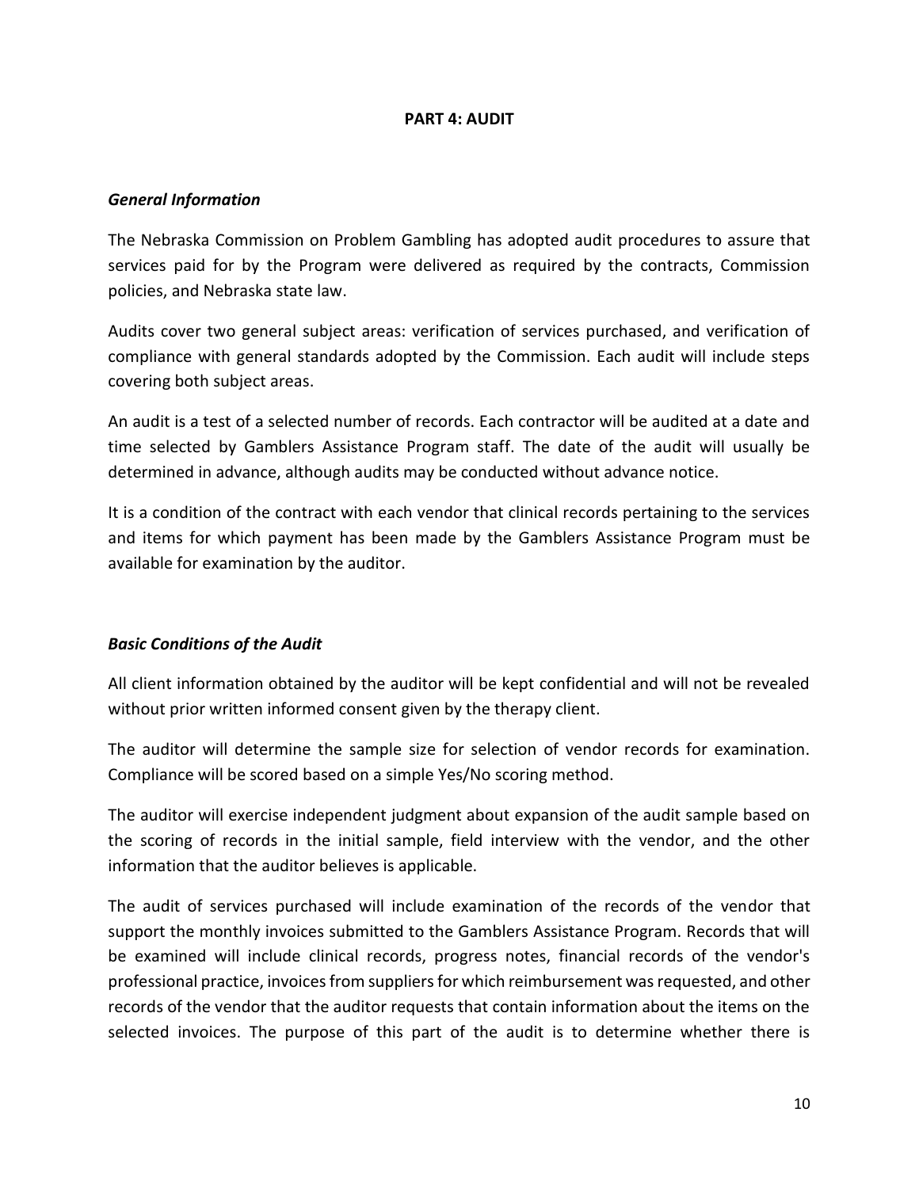## PART 4: AUDIT

### *General Information*

The Nebraska Commission on Problem Gambling has adopted audit procedures to assure that services paid for by the Program were delivered as required by the contracts, Commission policies, and Nebraska state law.

Audits cover two general subject areas: verification of services purchased, and verification of compliance with general standards adopted by the Commission. Each audit will include steps covering both subject areas.

An audit is a test of a selected number of records. Each contractor will be audited at a date and time selected by Gamblers Assistance Program staff. The date of the audit will usually be determined in advance, although audits may be conducted without advance notice.

It is a condition of the contract with each vendor that clinical records pertaining to the services and items for which payment has been made by the Gamblers Assistance Program must be available for examination by the auditor.

### *Basic Conditions of the Audit*

All client information obtained by the auditor will be kept confidential and will not be revealed without prior written informed consent given by the therapy client.

The auditor will determine the sample size for selection of vendor records for examination. Compliance will be scored based on a simple Yes/No scoring method.

The auditor will exercise independent judgment about expansion of the audit sample based on the scoring of records in the initial sample, field interview with the vendor, and the other information that the auditor believes is applicable.

The audit of services purchased will include examination of the records of the vendor that support the monthly invoices submitted to the Gamblers Assistance Program. Records that will be examined will include clinical records, progress notes, financial records of the vendor's professional practice, invoices from suppliers for which reimbursement was requested, and other records of the vendor that the auditor requests that contain information about the items on the selected invoices. The purpose of this part of the audit is to determine whether there is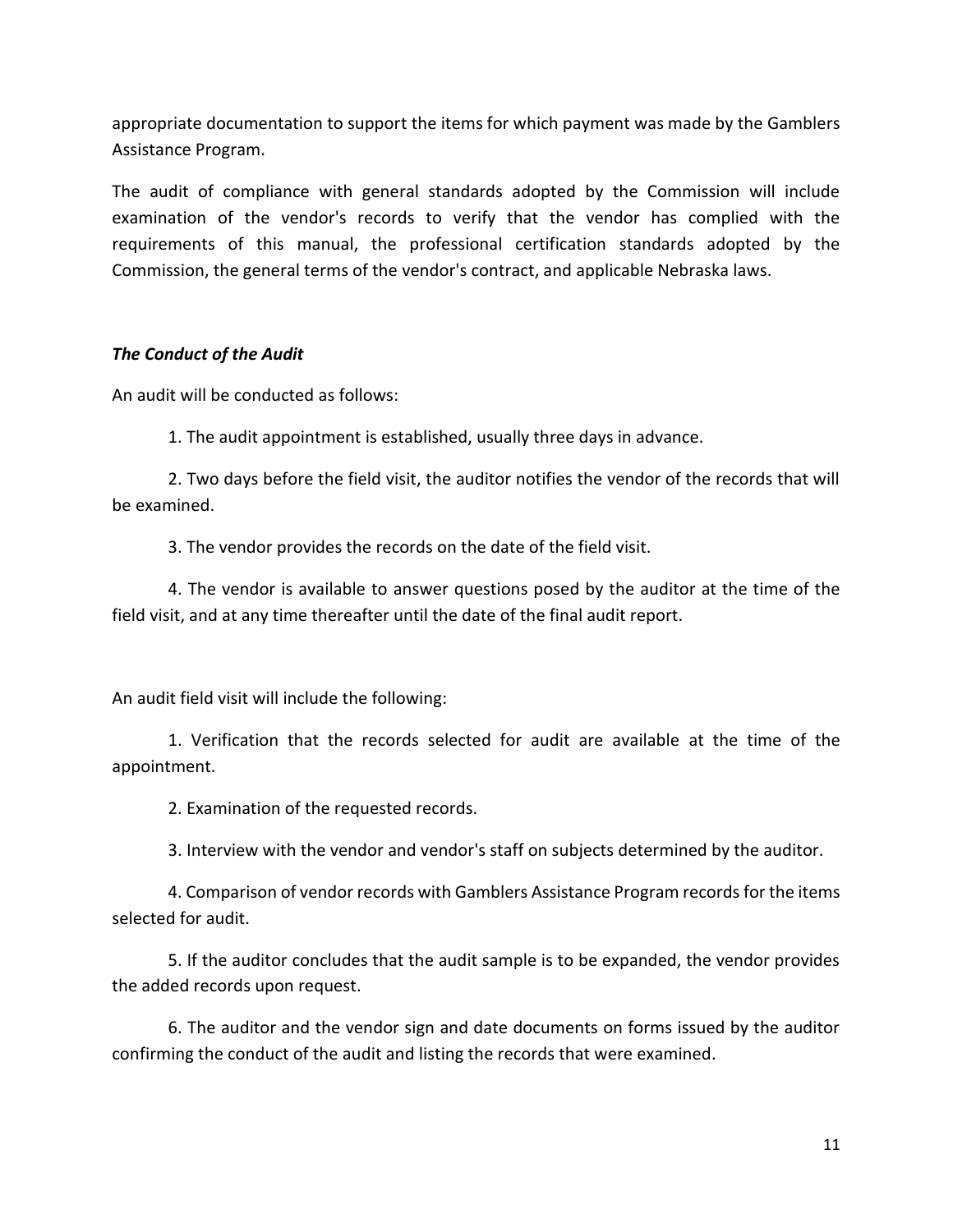appropriate documentation to support the items for which payment was made by the Gamblers Assistance Program.

The audit of compliance with general standards adopted by the Commission will include examination of the vendor's records to verify that the vendor has complied with the requirements of this manual, the professional certification standards adopted by the Commission, the general terms of the vendor's contract, and applicable Nebraska laws.

### *The Conduct of the Audit*

An audit will be conducted as follows:

1. The audit appointment is established, usually three days in advance.

2. Two days before the field visit, the auditor notifies the vendor of the records that will be examined.

3. The vendor provides the records on the date of the field visit.

4. The vendor is available to answer questions posed by the auditor at the time of the field visit, and at any time thereafter until the date of the final audit report.

An audit field visit will include the following:

1. Verification that the records selected for audit are available at the time of the appointment.

2. Examination of the requested records.

3. Interview with the vendor and vendor's staff on subjects determined by the auditor.

4. Comparison of vendor records with Gamblers Assistance Program records for the items selected for audit.

5. If the auditor concludes that the audit sample is to be expanded, the vendor provides the added records upon request.

6. The auditor and the vendor sign and date documents on forms issued by the auditor confirming the conduct of the audit and listing the records that were examined.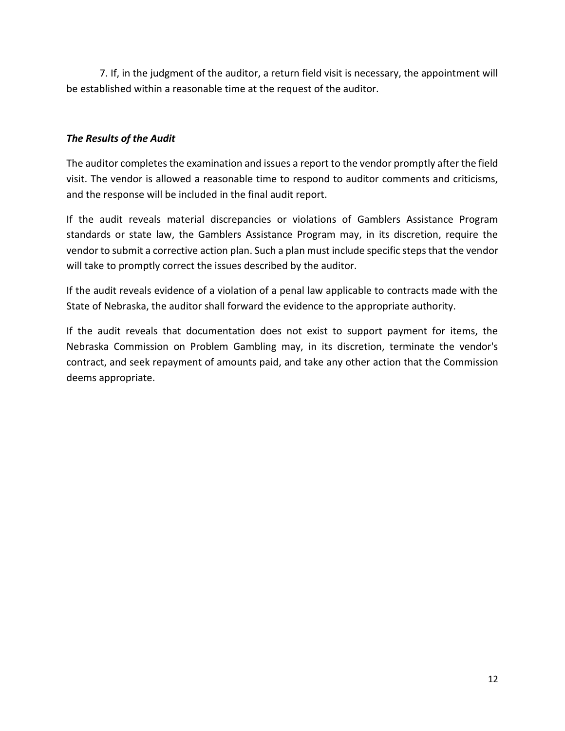7. If, in the judgment of the auditor, a return field visit is necessary, the appointment will be established within a reasonable time at the request of the auditor.

***The Results of the Audit***

The auditor completes the examination and issues a report to the vendor promptly after the field visit. The vendor is allowed a reasonable time to respond to auditor comments and criticisms, and the response will be included in the final audit report.

If the audit reveals material discrepancies or violations of Gamblers Assistance Program standards or state law, the Gamblers Assistance Program may, in its discretion, require the vendor to submit a corrective action plan. Such a plan must include specific steps that the vendor will take to promptly correct the issues described by the auditor.

If the audit reveals evidence of a violation of a penal law applicable to contracts made with the State of Nebraska, the auditor shall forward the evidence to the appropriate authority.

If the audit reveals that documentation does not exist to support payment for items, the Nebraska Commission on Problem Gambling may, in its discretion, terminate the vendor's contract, and seek repayment of amounts paid, and take any other action that the Commission deems appropriate.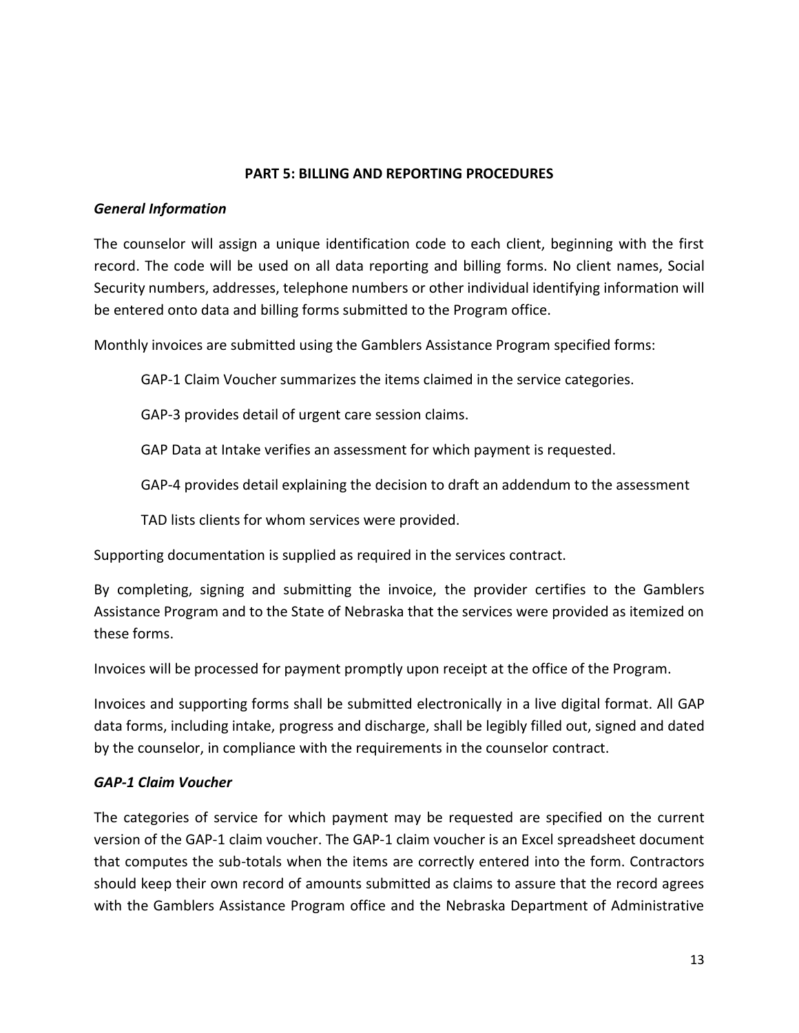## PART 5: BILLING AND REPORTING PROCEDURES

### *General Information*

The counselor will assign a unique identification code to each client, beginning with the first record. The code will be used on all data reporting and billing forms. No client names, Social Security numbers, addresses, telephone numbers or other individual identifying information will be entered onto data and billing forms submitted to the Program office.

Monthly invoices are submitted using the Gamblers Assistance Program specified forms:

> GAP-1 Claim Voucher summarizes the items claimed in the service categories.
>
> GAP-3 provides detail of urgent care session claims.
>
> GAP Data at Intake verifies an assessment for which payment is requested.
>
> GAP-4 provides detail explaining the decision to draft an addendum to the assessment
>
> TAD lists clients for whom services were provided.

Supporting documentation is supplied as required in the services contract.

By completing, signing and submitting the invoice, the provider certifies to the Gamblers Assistance Program and to the State of Nebraska that the services were provided as itemized on these forms.

Invoices will be processed for payment promptly upon receipt at the office of the Program.

Invoices and supporting forms shall be submitted electronically in a live digital format. All GAP data forms, including intake, progress and discharge, shall be legibly filled out, signed and dated by the counselor, in compliance with the requirements in the counselor contract.

### *GAP-1 Claim Voucher*

The categories of service for which payment may be requested are specified on the current version of the GAP-1 claim voucher. The GAP-1 claim voucher is an Excel spreadsheet document that computes the sub-totals when the items are correctly entered into the form. Contractors should keep their own record of amounts submitted as claims to assure that the record agrees with the Gamblers Assistance Program office and the Nebraska Department of Administrative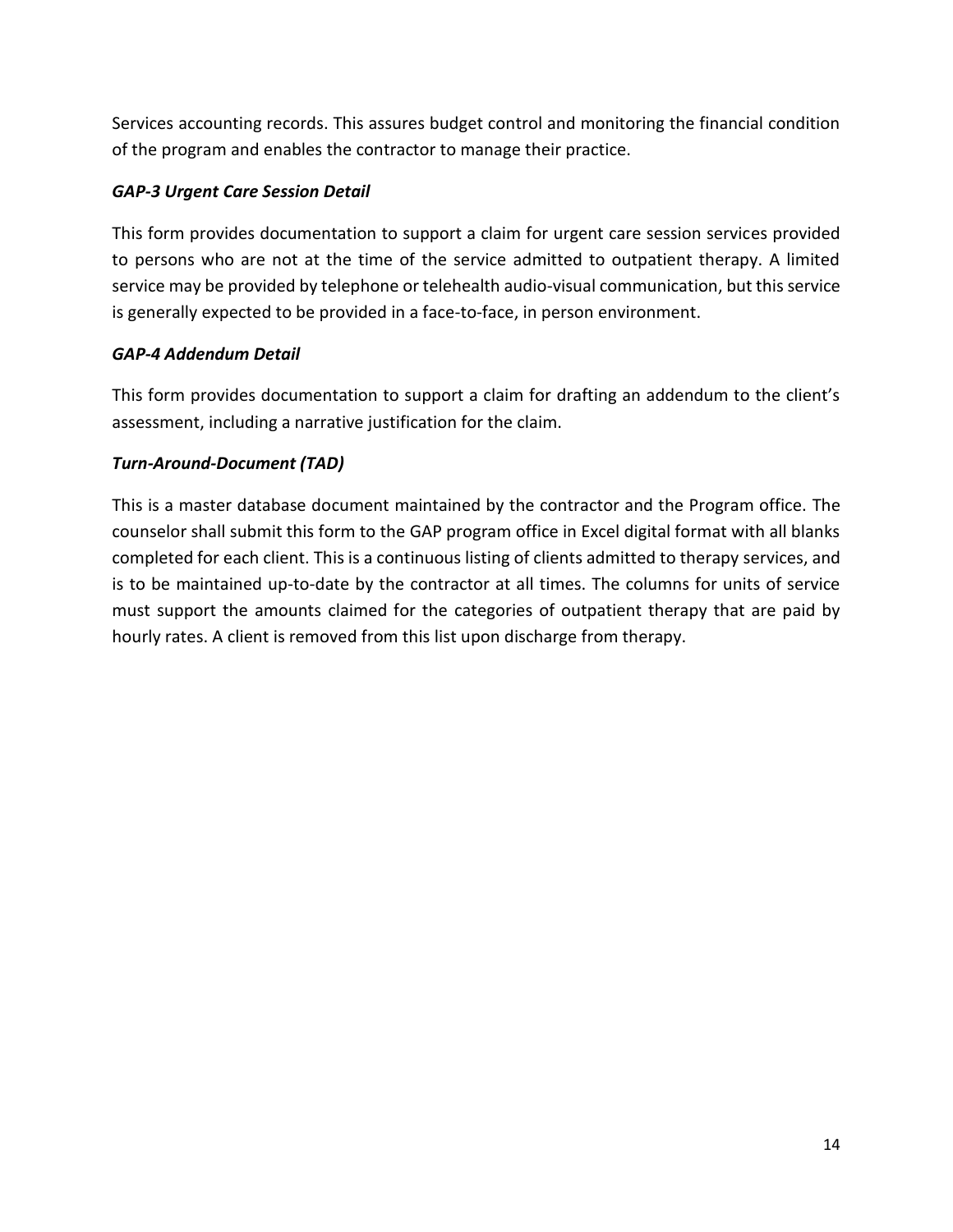Services accounting records. This assures budget control and monitoring the financial condition of the program and enables the contractor to manage their practice.

***GAP-3 Urgent Care Session Detail***

This form provides documentation to support a claim for urgent care session services provided to persons who are not at the time of the service admitted to outpatient therapy. A limited service may be provided by telephone or telehealth audio-visual communication, but this service is generally expected to be provided in a face-to-face, in person environment.

***GAP-4 Addendum Detail***

This form provides documentation to support a claim for drafting an addendum to the client's assessment, including a narrative justification for the claim.

***Turn-Around-Document (TAD)***

This is a master database document maintained by the contractor and the Program office. The counselor shall submit this form to the GAP program office in Excel digital format with all blanks completed for each client. This is a continuous listing of clients admitted to therapy services, and is to be maintained up-to-date by the contractor at all times. The columns for units of service must support the amounts claimed for the categories of outpatient therapy that are paid by hourly rates. A client is removed from this list upon discharge from therapy.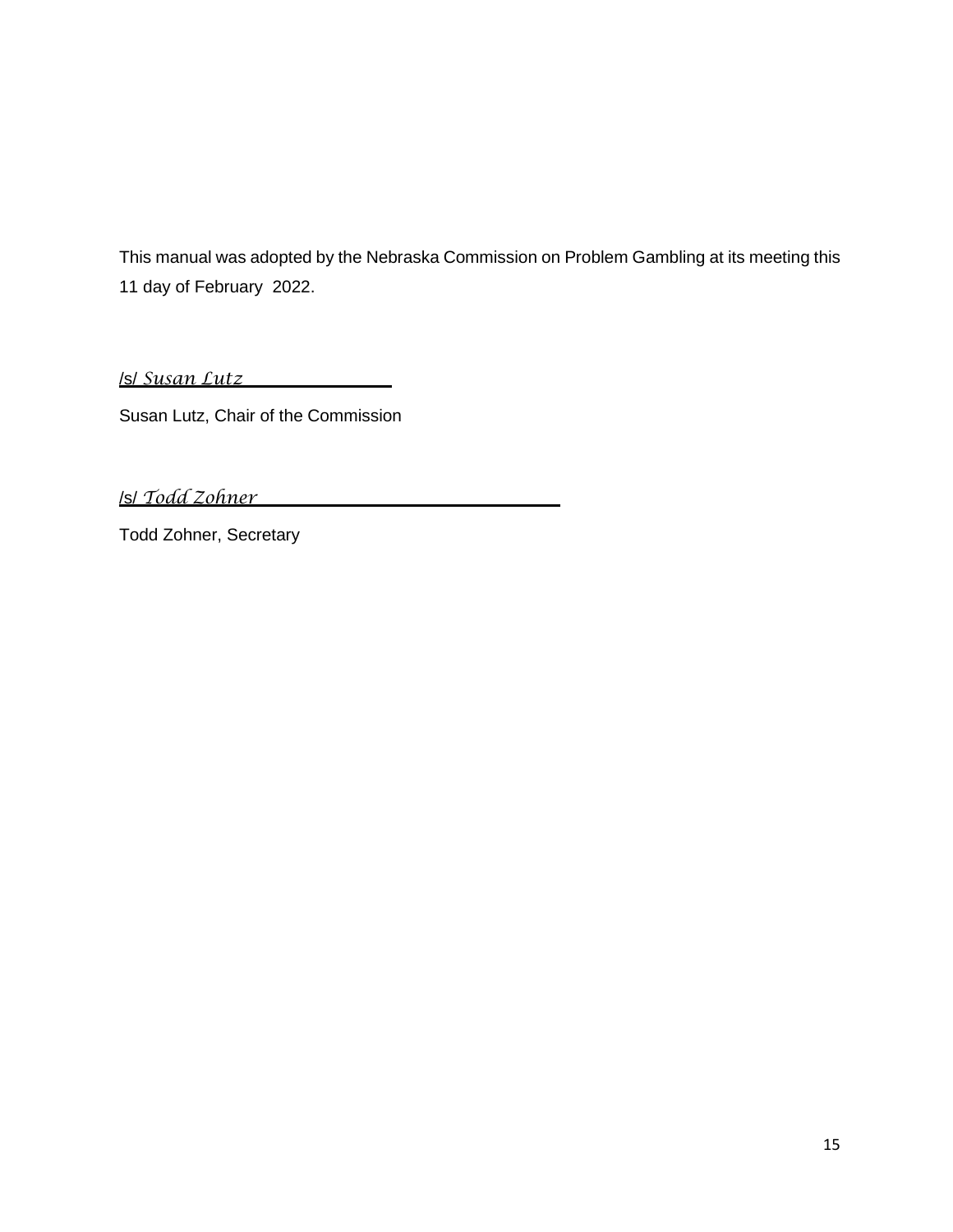This manual was adopted by the Nebraska Commission on Problem Gambling at its meeting this 11 day of February 2022.

/s/ *Susan Lutz*

Susan Lutz, Chair of the Commission

/s/ *Todd Zohner*

Todd Zohner, Secretary